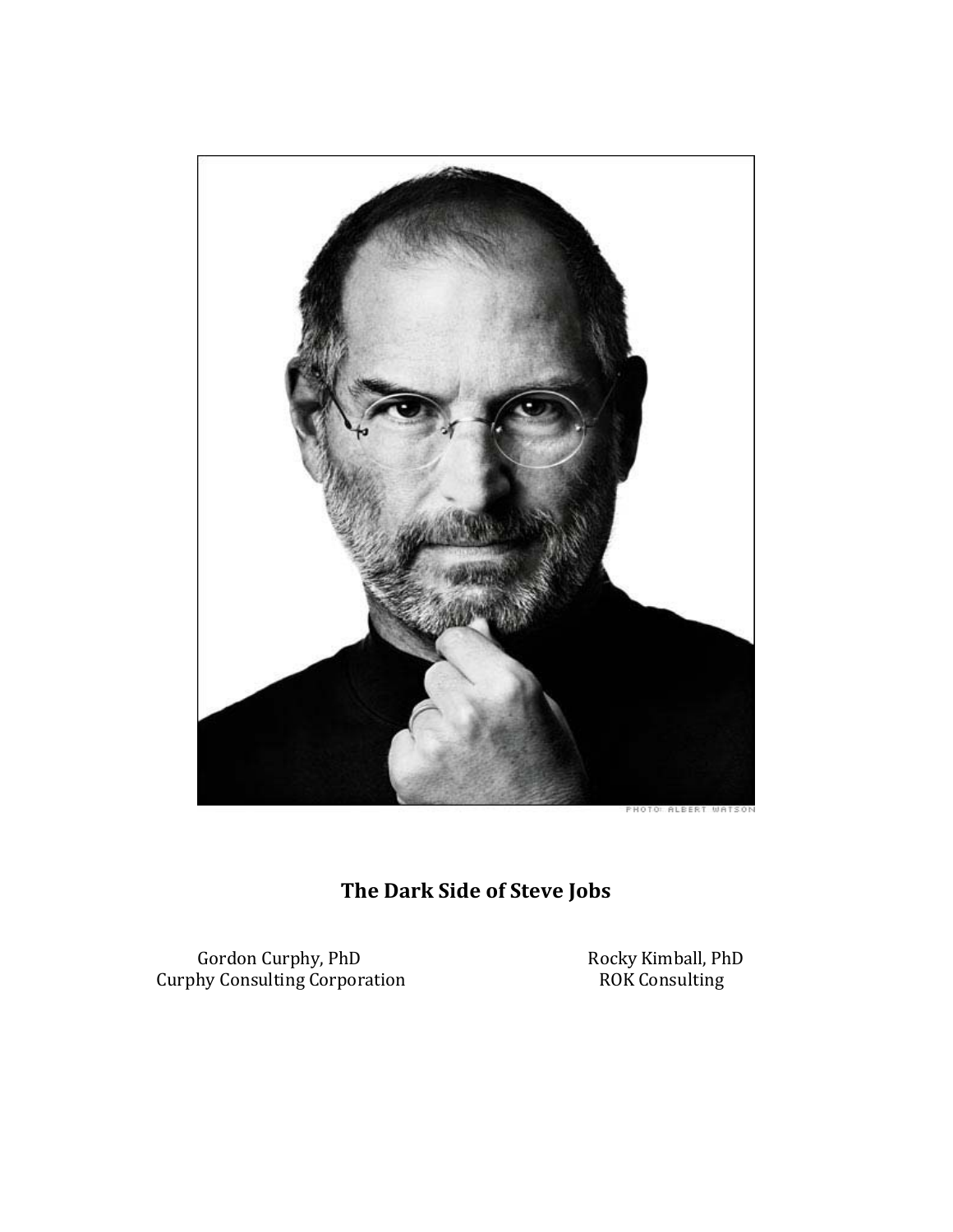PHOTO: ALBERT WATSON

# The Dark Side of Steve Jobs

Gordon Curphy, PhD
Curphy Consulting Corporation

Rocky Kimball, PhD
ROK Consulting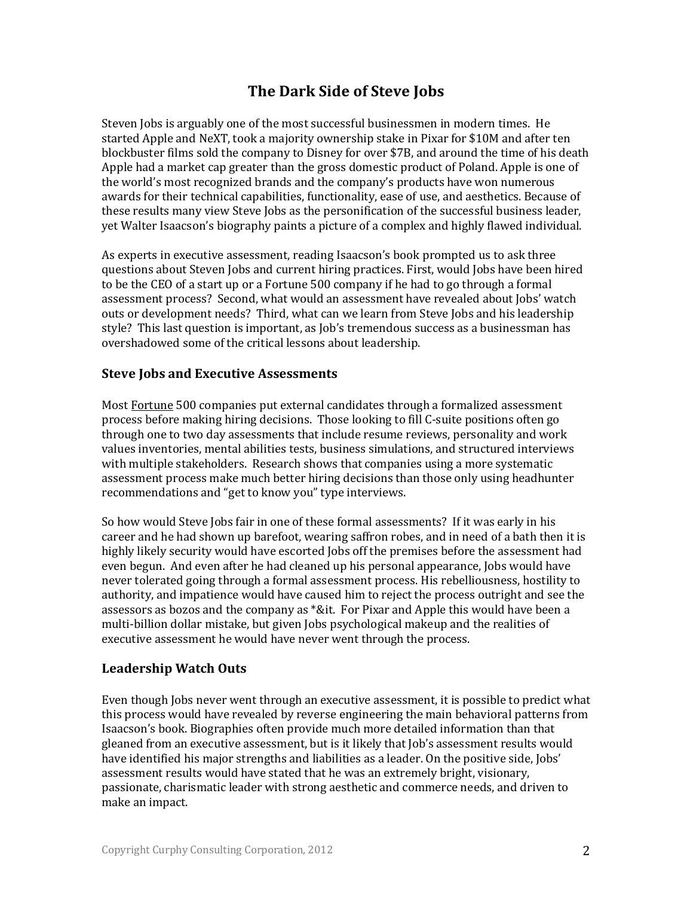# The Dark Side of Steve Jobs

Steven Jobs is arguably one of the most successful businessmen in modern times. He started Apple and NeXT, took a majority ownership stake in Pixar for $10M and after ten blockbuster films sold the company to Disney for over $7B, and around the time of his death Apple had a market cap greater than the gross domestic product of Poland. Apple is one of the world's most recognized brands and the company's products have won numerous awards for their technical capabilities, functionality, ease of use, and aesthetics. Because of these results many view Steve Jobs as the personification of the successful business leader, yet Walter Isaacson's biography paints a picture of a complex and highly flawed individual.

As experts in executive assessment, reading Isaacson's book prompted us to ask three questions about Steven Jobs and current hiring practices. First, would Jobs have been hired to be the CEO of a start up or a Fortune 500 company if he had to go through a formal assessment process? Second, what would an assessment have revealed about Jobs' watch outs or development needs? Third, what can we learn from Steve Jobs and his leadership style? This last question is important, as Job's tremendous success as a businessman has overshadowed some of the critical lessons about leadership.

## Steve Jobs and Executive Assessments

Most Fortune 500 companies put external candidates through a formalized assessment process before making hiring decisions. Those looking to fill C-suite positions often go through one to two day assessments that include resume reviews, personality and work values inventories, mental abilities tests, business simulations, and structured interviews with multiple stakeholders. Research shows that companies using a more systematic assessment process make much better hiring decisions than those only using headhunter recommendations and "get to know you" type interviews.

So how would Steve Jobs fair in one of these formal assessments? If it was early in his career and he had shown up barefoot, wearing saffron robes, and in need of a bath then it is highly likely security would have escorted Jobs off the premises before the assessment had even begun. And even after he had cleaned up his personal appearance, Jobs would have never tolerated going through a formal assessment process. His rebelliousness, hostility to authority, and impatience would have caused him to reject the process outright and see the assessors as bozos and the company as *&it. For Pixar and Apple this would have been a multi-billion dollar mistake, but given Jobs psychological makeup and the realities of executive assessment he would have never went through the process.

## Leadership Watch Outs

Even though Jobs never went through an executive assessment, it is possible to predict what this process would have revealed by reverse engineering the main behavioral patterns from Isaacson's book. Biographies often provide much more detailed information than that gleaned from an executive assessment, but is it likely that Job's assessment results would have identified his major strengths and liabilities as a leader. On the positive side, Jobs' assessment results would have stated that he was an extremely bright, visionary, passionate, charismatic leader with strong aesthetic and commerce needs, and driven to make an impact.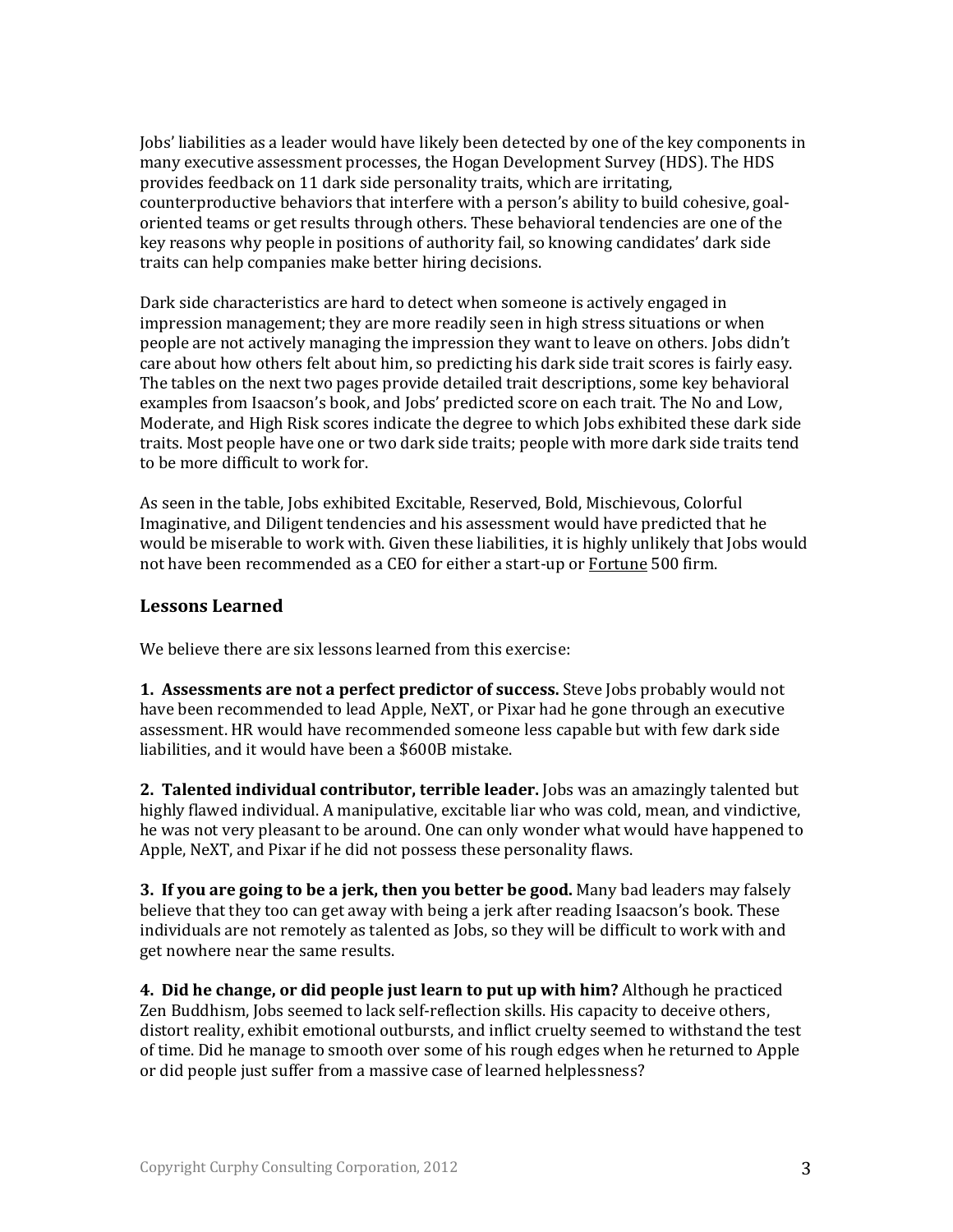Jobs' liabilities as a leader would have likely been detected by one of the key components in many executive assessment processes, the Hogan Development Survey (HDS). The HDS provides feedback on 11 dark side personality traits, which are irritating, counterproductive behaviors that interfere with a person's ability to build cohesive, goal-oriented teams or get results through others. These behavioral tendencies are one of the key reasons why people in positions of authority fail, so knowing candidates' dark side traits can help companies make better hiring decisions.

Dark side characteristics are hard to detect when someone is actively engaged in impression management; they are more readily seen in high stress situations or when people are not actively managing the impression they want to leave on others. Jobs didn't care about how others felt about him, so predicting his dark side trait scores is fairly easy. The tables on the next two pages provide detailed trait descriptions, some key behavioral examples from Isaacson's book, and Jobs' predicted score on each trait. The No and Low, Moderate, and High Risk scores indicate the degree to which Jobs exhibited these dark side traits. Most people have one or two dark side traits; people with more dark side traits tend to be more difficult to work for.

As seen in the table, Jobs exhibited Excitable, Reserved, Bold, Mischievous, Colorful Imaginative, and Diligent tendencies and his assessment would have predicted that he would be miserable to work with. Given these liabilities, it is highly unlikely that Jobs would not have been recommended as a CEO for either a start-up or Fortune 500 firm.

## Lessons Learned

We believe there are six lessons learned from this exercise:

**1. Assessments are not a perfect predictor of success.** Steve Jobs probably would not have been recommended to lead Apple, NeXT, or Pixar had he gone through an executive assessment. HR would have recommended someone less capable but with few dark side liabilities, and it would have been a $600B mistake.

**2. Talented individual contributor, terrible leader.** Jobs was an amazingly talented but highly flawed individual. A manipulative, excitable liar who was cold, mean, and vindictive, he was not very pleasant to be around. One can only wonder what would have happened to Apple, NeXT, and Pixar if he did not possess these personality flaws.

**3. If you are going to be a jerk, then you better be good.** Many bad leaders may falsely believe that they too can get away with being a jerk after reading Isaacson's book. These individuals are not remotely as talented as Jobs, so they will be difficult to work with and get nowhere near the same results.

**4. Did he change, or did people just learn to put up with him?** Although he practiced Zen Buddhism, Jobs seemed to lack self-reflection skills. His capacity to deceive others, distort reality, exhibit emotional outbursts, and inflict cruelty seemed to withstand the test of time. Did he manage to smooth over some of his rough edges when he returned to Apple or did people just suffer from a massive case of learned helplessness?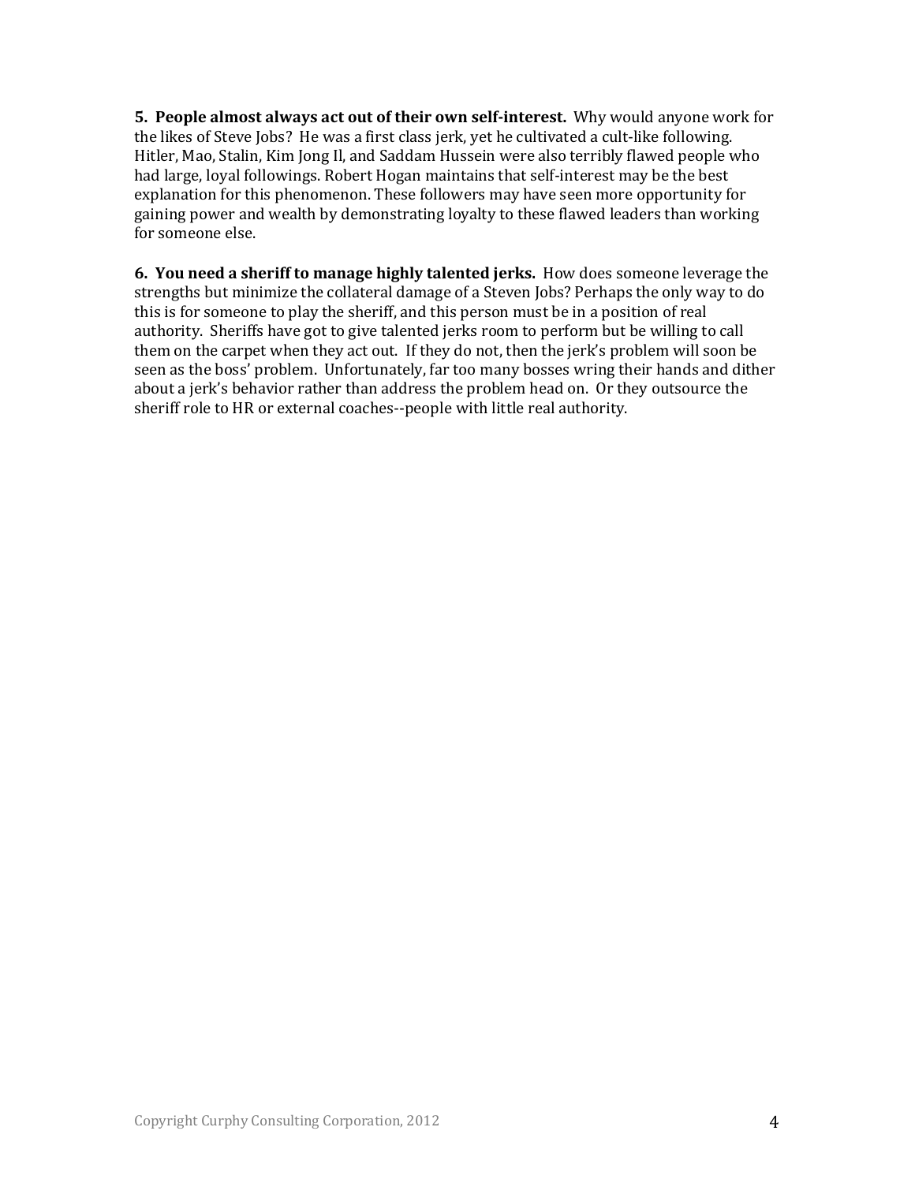**5. People almost always act out of their own self-interest.** Why would anyone work for the likes of Steve Jobs? He was a first class jerk, yet he cultivated a cult-like following. Hitler, Mao, Stalin, Kim Jong Il, and Saddam Hussein were also terribly flawed people who had large, loyal followings. Robert Hogan maintains that self-interest may be the best explanation for this phenomenon. These followers may have seen more opportunity for gaining power and wealth by demonstrating loyalty to these flawed leaders than working for someone else.

**6. You need a sheriff to manage highly talented jerks.** How does someone leverage the strengths but minimize the collateral damage of a Steven Jobs? Perhaps the only way to do this is for someone to play the sheriff, and this person must be in a position of real authority. Sheriffs have got to give talented jerks room to perform but be willing to call them on the carpet when they act out. If they do not, then the jerk's problem will soon be seen as the boss' problem. Unfortunately, far too many bosses wring their hands and dither about a jerk's behavior rather than address the problem head on. Or they outsource the sheriff role to HR or external coaches--people with little real authority.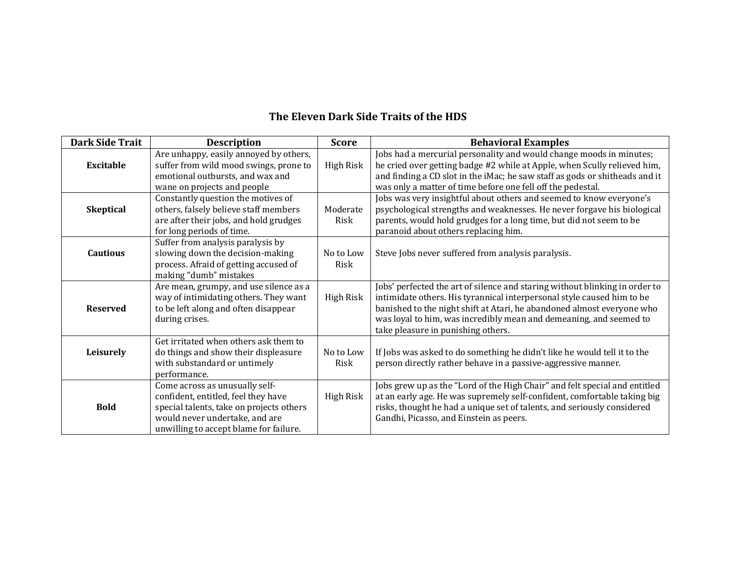## The Eleven Dark Side Traits of the HDS

| Dark Side Trait | Description | Score | Behavioral Examples |
|---|---|---|---|
| **Excitable** | Are unhappy, easily annoyed by others, suffer from wild mood swings, prone to emotional outbursts, and wax and wane on projects and people | High Risk | Jobs had a mercurial personality and would change moods in minutes; he cried over getting badge #2 while at Apple, when Scully relieved him, and finding a CD slot in the iMac; he saw staff as gods or shitheads and it was only a matter of time before one fell off the pedestal. |
| **Skeptical** | Constantly question the motives of others, falsely believe staff members are after their jobs, and hold grudges for long periods of time. | Moderate Risk | Jobs was very insightful about others and seemed to know everyone's psychological strengths and weaknesses. He never forgave his biological parents, would hold grudges for a long time, but did not seem to be paranoid about others replacing him. |
| **Cautious** | Suffer from analysis paralysis by slowing down the decision-making process. Afraid of getting accused of making "dumb" mistakes | No to Low Risk | Steve Jobs never suffered from analysis paralysis. |
| **Reserved** | Are mean, grumpy, and use silence as a way of intimidating others. They want to be left along and often disappear during crises. | High Risk | Jobs' perfected the art of silence and staring without blinking in order to intimidate others. His tyrannical interpersonal style caused him to be banished to the night shift at Atari, he abandoned almost everyone who was loyal to him, was incredibly mean and demeaning, and seemed to take pleasure in punishing others. |
| **Leisurely** | Get irritated when others ask them to do things and show their displeasure with substandard or untimely performance. | No to Low Risk | If Jobs was asked to do something he didn't like he would tell it to the person directly rather behave in a passive-aggressive manner. |
| **Bold** | Come across as unusually self-confident, entitled, feel they have special talents, take on projects others would never undertake, and are unwilling to accept blame for failure. | High Risk | Jobs grew up as the "Lord of the High Chair" and felt special and entitled at an early age. He was supremely self-confident, comfortable taking big risks, thought he had a unique set of talents, and seriously considered Gandhi, Picasso, and Einstein as peers. |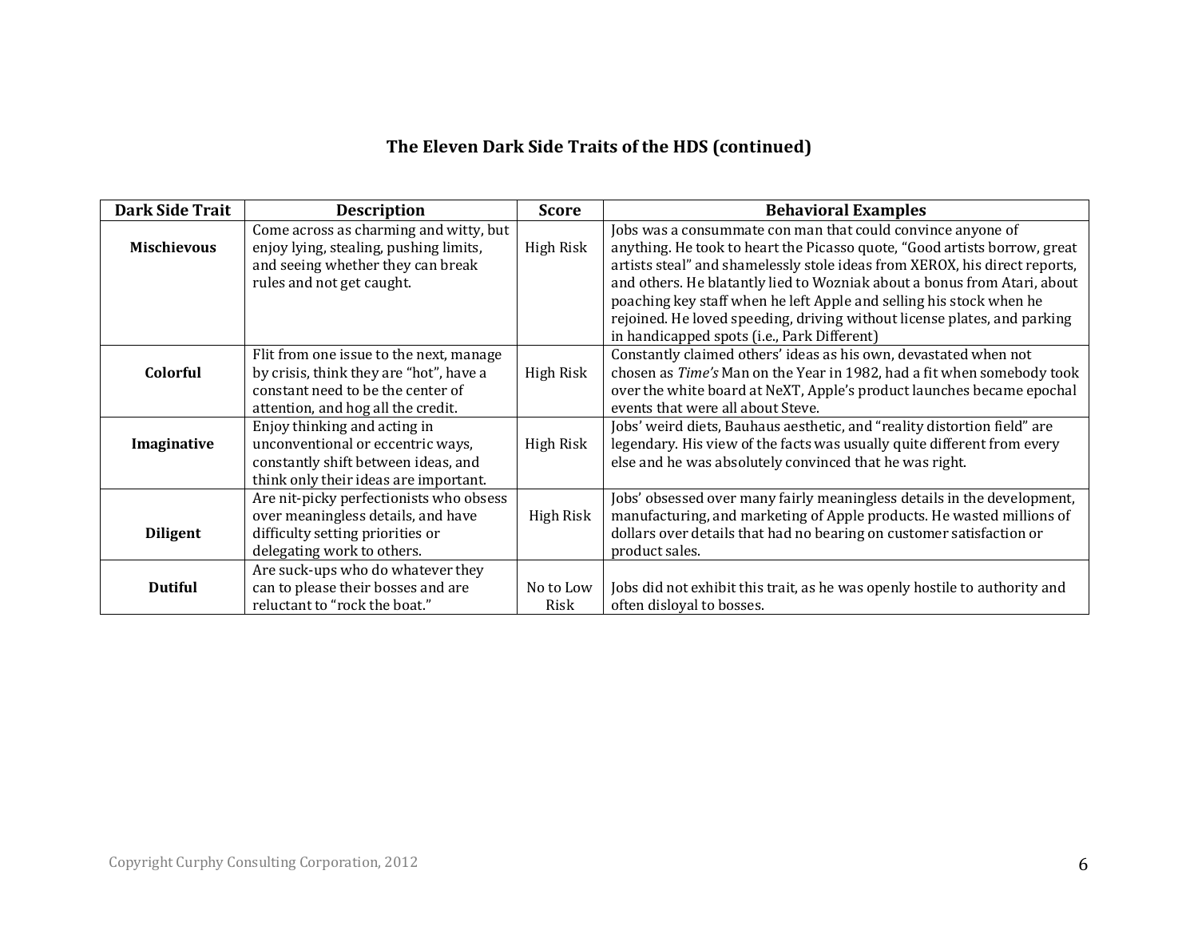## The Eleven Dark Side Traits of the HDS (continued)

| Dark Side Trait | Description | Score | Behavioral Examples |
|---|---|---|---|
| **Mischievous** | Come across as charming and witty, but enjoy lying, stealing, pushing limits, and seeing whether they can break rules and not get caught. | High Risk | Jobs was a consummate con man that could convince anyone of anything. He took to heart the Picasso quote, "Good artists borrow, great artists steal" and shamelessly stole ideas from XEROX, his direct reports, and others. He blatantly lied to Wozniak about a bonus from Atari, about poaching key staff when he left Apple and selling his stock when he rejoined. He loved speeding, driving without license plates, and parking in handicapped spots (i.e., Park Different) |
| **Colorful** | Flit from one issue to the next, manage by crisis, think they are "hot", have a constant need to be the center of attention, and hog all the credit. | High Risk | Constantly claimed others' ideas as his own, devastated when not chosen as *Time's* Man on the Year in 1982, had a fit when somebody took over the white board at NeXT, Apple's product launches became epochal events that were all about Steve. |
| **Imaginative** | Enjoy thinking and acting in unconventional or eccentric ways, constantly shift between ideas, and think only their ideas are important. | High Risk | Jobs' weird diets, Bauhaus aesthetic, and "reality distortion field" are legendary. His view of the facts was usually quite different from every else and he was absolutely convinced that he was right. |
| **Diligent** | Are nit-picky perfectionists who obsess over meaningless details, and have difficulty setting priorities or delegating work to others. | High Risk | Jobs' obsessed over many fairly meaningless details in the development, manufacturing, and marketing of Apple products. He wasted millions of dollars over details that had no bearing on customer satisfaction or product sales. |
| **Dutiful** | Are suck-ups who do whatever they can to please their bosses and are reluctant to "rock the boat." | No to Low Risk | Jobs did not exhibit this trait, as he was openly hostile to authority and often disloyal to bosses. |

Copyright Curphy Consulting Corporation, 2012